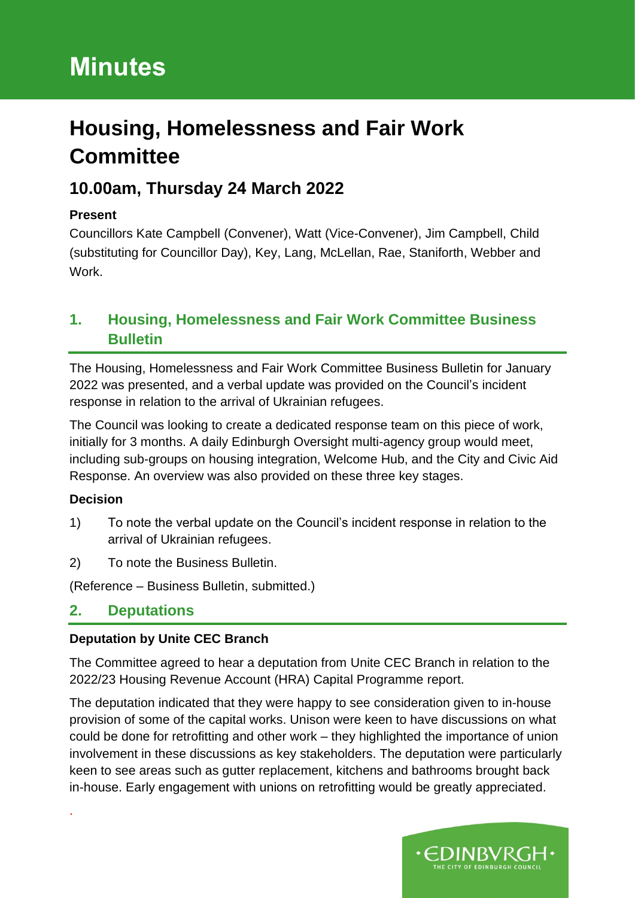# Minutes

# Housing, Homelessness and Fair Work Committee

## 10.00am, Thursday 24 March 2022

**Present**

Councillors Kate Campbell (Convener), Watt (Vice-Convener), Jim Campbell, Child (substituting for Councillor Day), Key, Lang, McLellan, Rae, Staniforth, Webber and Work.

## 1. Housing, Homelessness and Fair Work Committee Business Bulletin

The Housing, Homelessness and Fair Work Committee Business Bulletin for January 2022 was presented, and a verbal update was provided on the Council's incident response in relation to the arrival of Ukrainian refugees.

The Council was looking to create a dedicated response team on this piece of work, initially for 3 months. A daily Edinburgh Oversight multi-agency group would meet, including sub-groups on housing integration, Welcome Hub, and the City and Civic Aid Response. An overview was also provided on these three key stages.

**Decision**

1) To note the verbal update on the Council's incident response in relation to the arrival of Ukrainian refugees.

2) To note the Business Bulletin.

(Reference – Business Bulletin, submitted.)

## 2. Deputations

**Deputation by Unite CEC Branch**

The Committee agreed to hear a deputation from Unite CEC Branch in relation to the 2022/23 Housing Revenue Account (HRA) Capital Programme report.

The deputation indicated that they were happy to see consideration given to in-house provision of some of the capital works. Unison were keen to have discussions on what could be done for retrofitting and other work – they highlighted the importance of union involvement in these discussions as key stakeholders. The deputation were particularly keen to see areas such as gutter replacement, kitchens and bathrooms brought back in-house. Early engagement with unions on retrofitting would be greatly appreciated.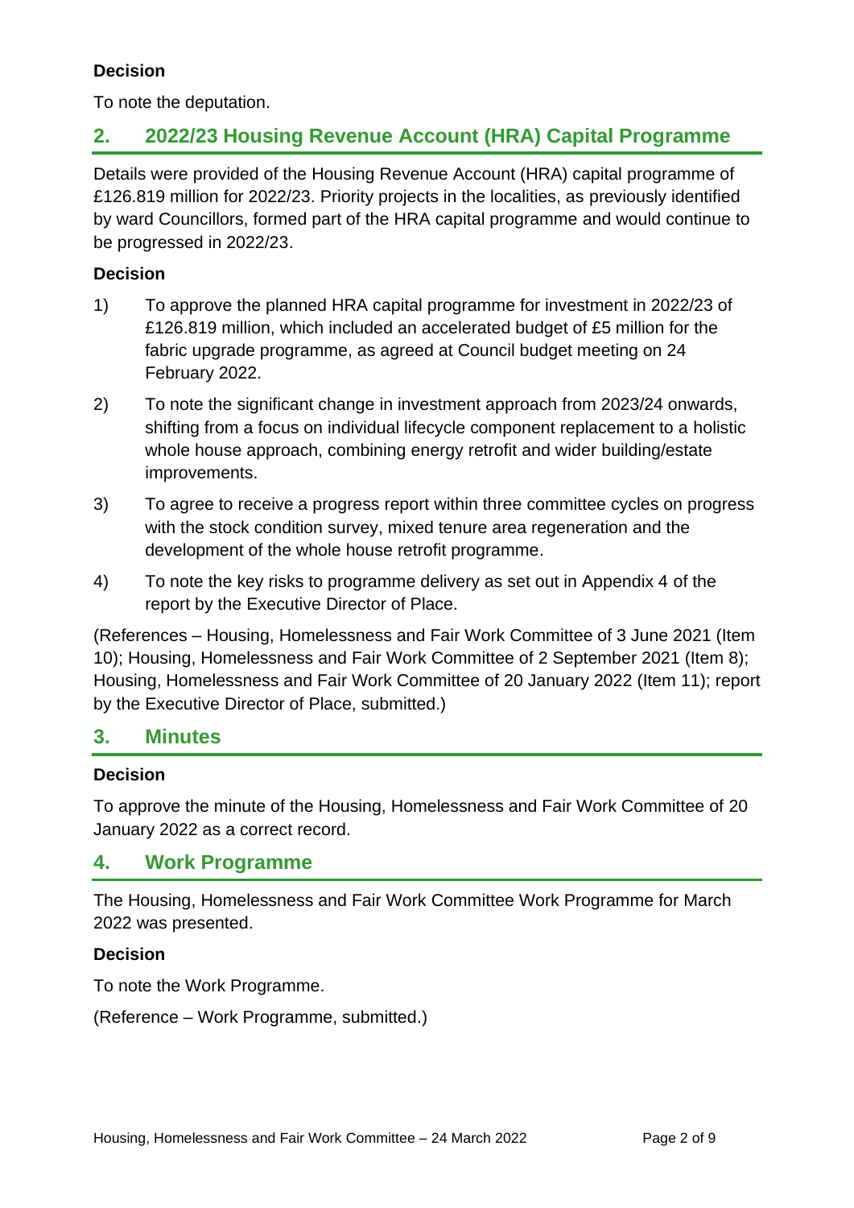**Decision**

To note the deputation.

## 2. 2022/23 Housing Revenue Account (HRA) Capital Programme

Details were provided of the Housing Revenue Account (HRA) capital programme of £126.819 million for 2022/23. Priority projects in the localities, as previously identified by ward Councillors, formed part of the HRA capital programme and would continue to be progressed in 2022/23.

**Decision**

1) To approve the planned HRA capital programme for investment in 2022/23 of £126.819 million, which included an accelerated budget of £5 million for the fabric upgrade programme, as agreed at Council budget meeting on 24 February 2022.

2) To note the significant change in investment approach from 2023/24 onwards, shifting from a focus on individual lifecycle component replacement to a holistic whole house approach, combining energy retrofit and wider building/estate improvements.

3) To agree to receive a progress report within three committee cycles on progress with the stock condition survey, mixed tenure area regeneration and the development of the whole house retrofit programme.

4) To note the key risks to programme delivery as set out in Appendix 4 of the report by the Executive Director of Place.

(References – Housing, Homelessness and Fair Work Committee of 3 June 2021 (Item 10); Housing, Homelessness and Fair Work Committee of 2 September 2021 (Item 8); Housing, Homelessness and Fair Work Committee of 20 January 2022 (Item 11); report by the Executive Director of Place, submitted.)

## 3. Minutes

**Decision**

To approve the minute of the Housing, Homelessness and Fair Work Committee of 20 January 2022 as a correct record.

## 4. Work Programme

The Housing, Homelessness and Fair Work Committee Work Programme for March 2022 was presented.

**Decision**

To note the Work Programme.

(Reference – Work Programme, submitted.)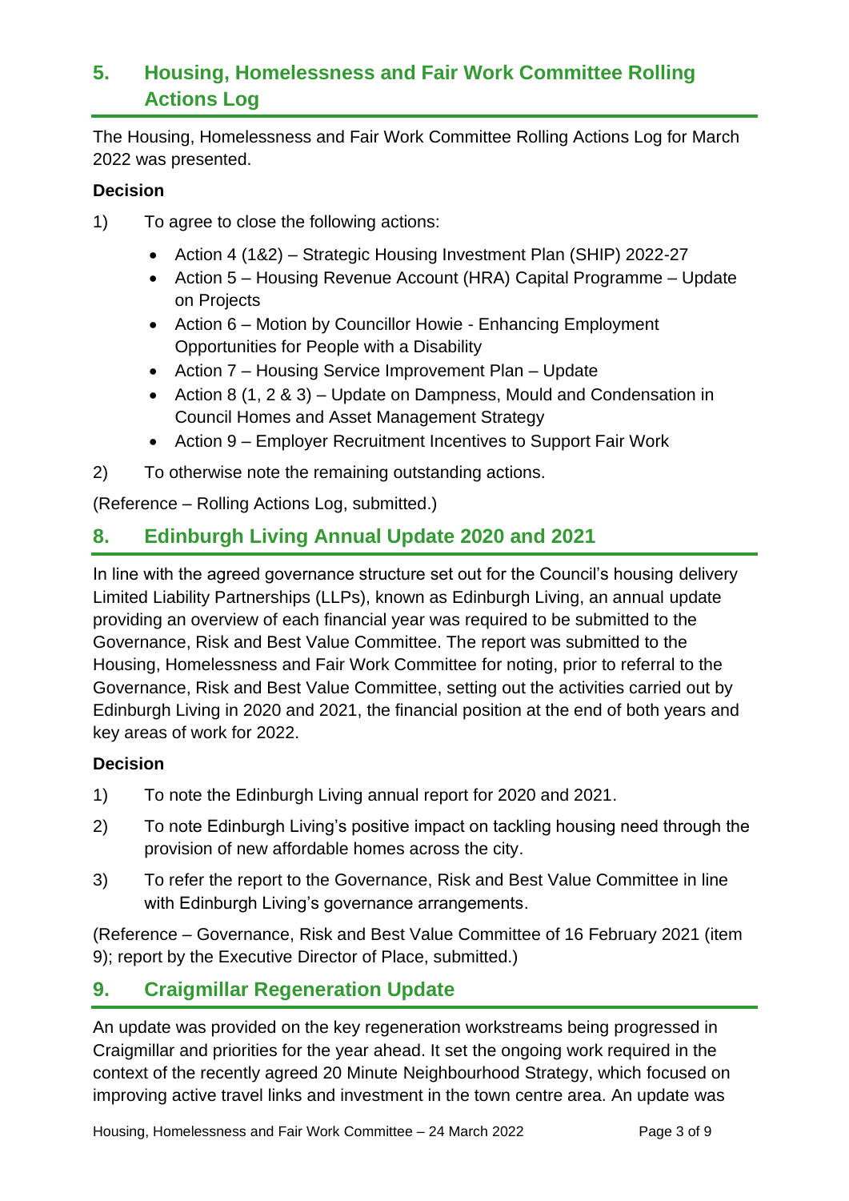## 5. Housing, Homelessness and Fair Work Committee Rolling Actions Log

The Housing, Homelessness and Fair Work Committee Rolling Actions Log for March 2022 was presented.

**Decision**

1) To agree to close the following actions:

- Action 4 (1&2) – Strategic Housing Investment Plan (SHIP) 2022-27
- Action 5 – Housing Revenue Account (HRA) Capital Programme – Update on Projects
- Action 6 – Motion by Councillor Howie - Enhancing Employment Opportunities for People with a Disability
- Action 7 – Housing Service Improvement Plan – Update
- Action 8 (1, 2 & 3) – Update on Dampness, Mould and Condensation in Council Homes and Asset Management Strategy
- Action 9 – Employer Recruitment Incentives to Support Fair Work

2) To otherwise note the remaining outstanding actions.

(Reference – Rolling Actions Log, submitted.)

## 8. Edinburgh Living Annual Update 2020 and 2021

In line with the agreed governance structure set out for the Council's housing delivery Limited Liability Partnerships (LLPs), known as Edinburgh Living, an annual update providing an overview of each financial year was required to be submitted to the Governance, Risk and Best Value Committee. The report was submitted to the Housing, Homelessness and Fair Work Committee for noting, prior to referral to the Governance, Risk and Best Value Committee, setting out the activities carried out by Edinburgh Living in 2020 and 2021, the financial position at the end of both years and key areas of work for 2022.

**Decision**

1) To note the Edinburgh Living annual report for 2020 and 2021.

2) To note Edinburgh Living's positive impact on tackling housing need through the provision of new affordable homes across the city.

3) To refer the report to the Governance, Risk and Best Value Committee in line with Edinburgh Living's governance arrangements.

(Reference – Governance, Risk and Best Value Committee of 16 February 2021 (item 9); report by the Executive Director of Place, submitted.)

## 9. Craigmillar Regeneration Update

An update was provided on the key regeneration workstreams being progressed in Craigmillar and priorities for the year ahead. It set the ongoing work required in the context of the recently agreed 20 Minute Neighbourhood Strategy, which focused on improving active travel links and investment in the town centre area. An update was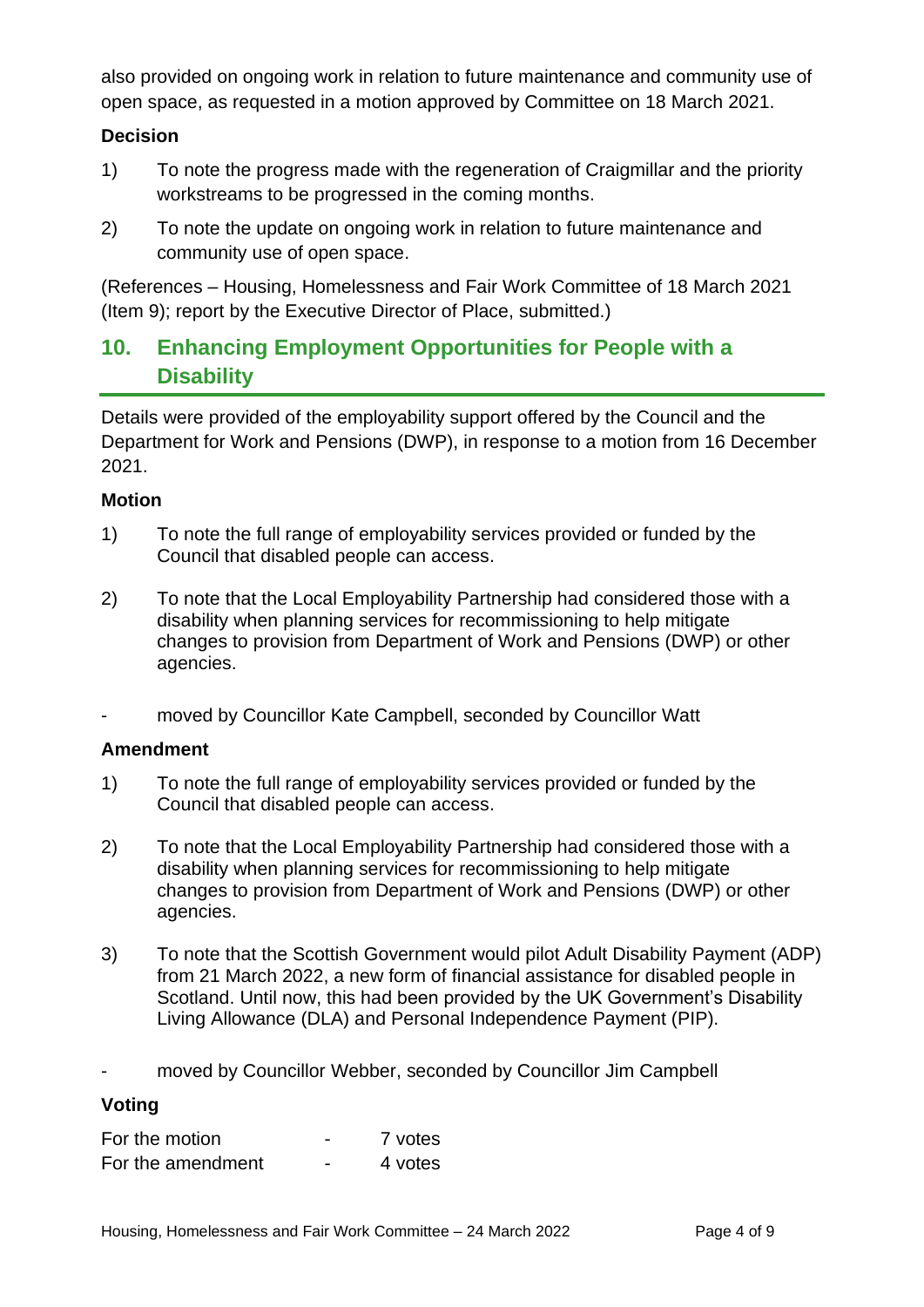also provided on ongoing work in relation to future maintenance and community use of open space, as requested in a motion approved by Committee on 18 March 2021.

### Decision

1) To note the progress made with the regeneration of Craigmillar and the priority workstreams to be progressed in the coming months.

2) To note the update on ongoing work in relation to future maintenance and community use of open space.

(References – Housing, Homelessness and Fair Work Committee of 18 March 2021 (Item 9); report by the Executive Director of Place, submitted.)

## 10. Enhancing Employment Opportunities for People with a Disability

Details were provided of the employability support offered by the Council and the Department for Work and Pensions (DWP), in response to a motion from 16 December 2021.

### Motion

1) To note the full range of employability services provided or funded by the Council that disabled people can access.

2) To note that the Local Employability Partnership had considered those with a disability when planning services for recommissioning to help mitigate changes to provision from Department of Work and Pensions (DWP) or other agencies.

- moved by Councillor Kate Campbell, seconded by Councillor Watt

### Amendment

1) To note the full range of employability services provided or funded by the Council that disabled people can access.

2) To note that the Local Employability Partnership had considered those with a disability when planning services for recommissioning to help mitigate changes to provision from Department of Work and Pensions (DWP) or other agencies.

3) To note that the Scottish Government would pilot Adult Disability Payment (ADP) from 21 March 2022, a new form of financial assistance for disabled people in Scotland. Until now, this had been provided by the UK Government's Disability Living Allowance (DLA) and Personal Independence Payment (PIP).

- moved by Councillor Webber, seconded by Councillor Jim Campbell

### Voting

| | | |
|---|---|---|
| For the motion | - | 7 votes |
| For the amendment | - | 4 votes |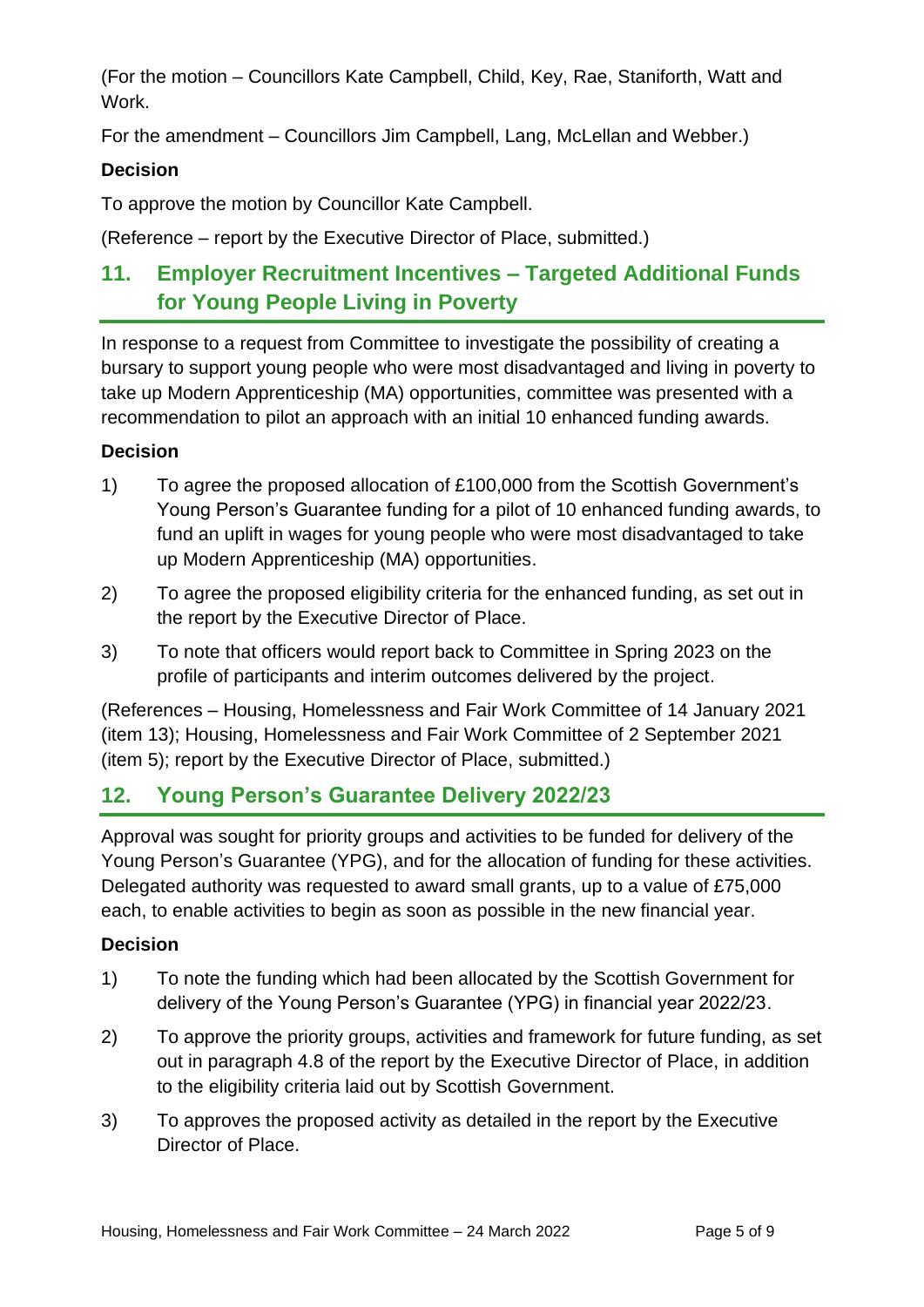(For the motion – Councillors Kate Campbell, Child, Key, Rae, Staniforth, Watt and Work.

For the amendment – Councillors Jim Campbell, Lang, McLellan and Webber.)

**Decision**

To approve the motion by Councillor Kate Campbell.

(Reference – report by the Executive Director of Place, submitted.)

## 11. Employer Recruitment Incentives – Targeted Additional Funds for Young People Living in Poverty

In response to a request from Committee to investigate the possibility of creating a bursary to support young people who were most disadvantaged and living in poverty to take up Modern Apprenticeship (MA) opportunities, committee was presented with a recommendation to pilot an approach with an initial 10 enhanced funding awards.

**Decision**

1) To agree the proposed allocation of £100,000 from the Scottish Government's Young Person's Guarantee funding for a pilot of 10 enhanced funding awards, to fund an uplift in wages for young people who were most disadvantaged to take up Modern Apprenticeship (MA) opportunities.

2) To agree the proposed eligibility criteria for the enhanced funding, as set out in the report by the Executive Director of Place.

3) To note that officers would report back to Committee in Spring 2023 on the profile of participants and interim outcomes delivered by the project.

(References – Housing, Homelessness and Fair Work Committee of 14 January 2021 (item 13); Housing, Homelessness and Fair Work Committee of 2 September 2021 (item 5); report by the Executive Director of Place, submitted.)

## 12. Young Person's Guarantee Delivery 2022/23

Approval was sought for priority groups and activities to be funded for delivery of the Young Person's Guarantee (YPG), and for the allocation of funding for these activities. Delegated authority was requested to award small grants, up to a value of £75,000 each, to enable activities to begin as soon as possible in the new financial year.

**Decision**

1) To note the funding which had been allocated by the Scottish Government for delivery of the Young Person's Guarantee (YPG) in financial year 2022/23.

2) To approve the priority groups, activities and framework for future funding, as set out in paragraph 4.8 of the report by the Executive Director of Place, in addition to the eligibility criteria laid out by Scottish Government.

3) To approves the proposed activity as detailed in the report by the Executive Director of Place.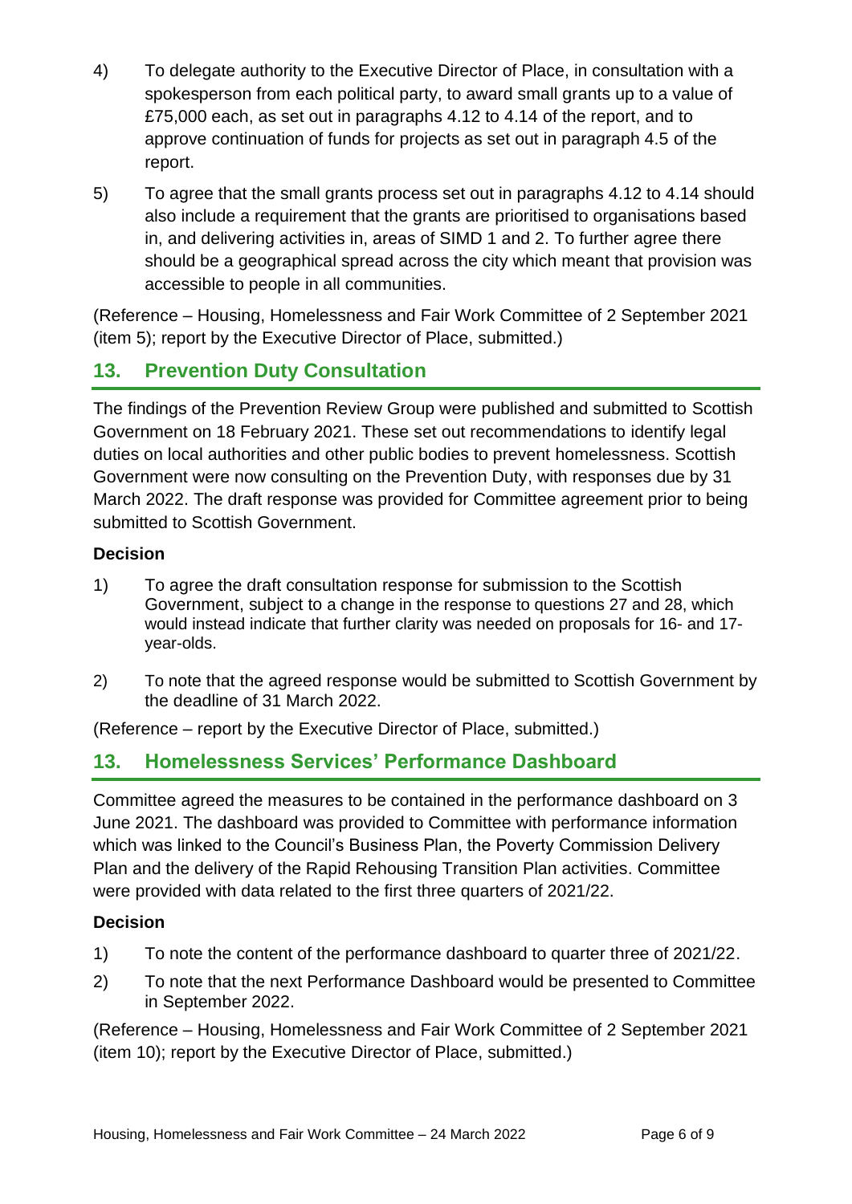4) To delegate authority to the Executive Director of Place, in consultation with a spokesperson from each political party, to award small grants up to a value of £75,000 each, as set out in paragraphs 4.12 to 4.14 of the report, and to approve continuation of funds for projects as set out in paragraph 4.5 of the report.

5) To agree that the small grants process set out in paragraphs 4.12 to 4.14 should also include a requirement that the grants are prioritised to organisations based in, and delivering activities in, areas of SIMD 1 and 2. To further agree there should be a geographical spread across the city which meant that provision was accessible to people in all communities.

(Reference – Housing, Homelessness and Fair Work Committee of 2 September 2021 (item 5); report by the Executive Director of Place, submitted.)

## 13. Prevention Duty Consultation

The findings of the Prevention Review Group were published and submitted to Scottish Government on 18 February 2021. These set out recommendations to identify legal duties on local authorities and other public bodies to prevent homelessness. Scottish Government were now consulting on the Prevention Duty, with responses due by 31 March 2022. The draft response was provided for Committee agreement prior to being submitted to Scottish Government.

### Decision

1) To agree the draft consultation response for submission to the Scottish Government, subject to a change in the response to questions 27 and 28, which would instead indicate that further clarity was needed on proposals for 16- and 17-year-olds.

2) To note that the agreed response would be submitted to Scottish Government by the deadline of 31 March 2022.

(Reference – report by the Executive Director of Place, submitted.)

## 13. Homelessness Services' Performance Dashboard

Committee agreed the measures to be contained in the performance dashboard on 3 June 2021. The dashboard was provided to Committee with performance information which was linked to the Council's Business Plan, the Poverty Commission Delivery Plan and the delivery of the Rapid Rehousing Transition Plan activities. Committee were provided with data related to the first three quarters of 2021/22.

### Decision

1) To note the content of the performance dashboard to quarter three of 2021/22.

2) To note that the next Performance Dashboard would be presented to Committee in September 2022.

(Reference – Housing, Homelessness and Fair Work Committee of 2 September 2021 (item 10); report by the Executive Director of Place, submitted.)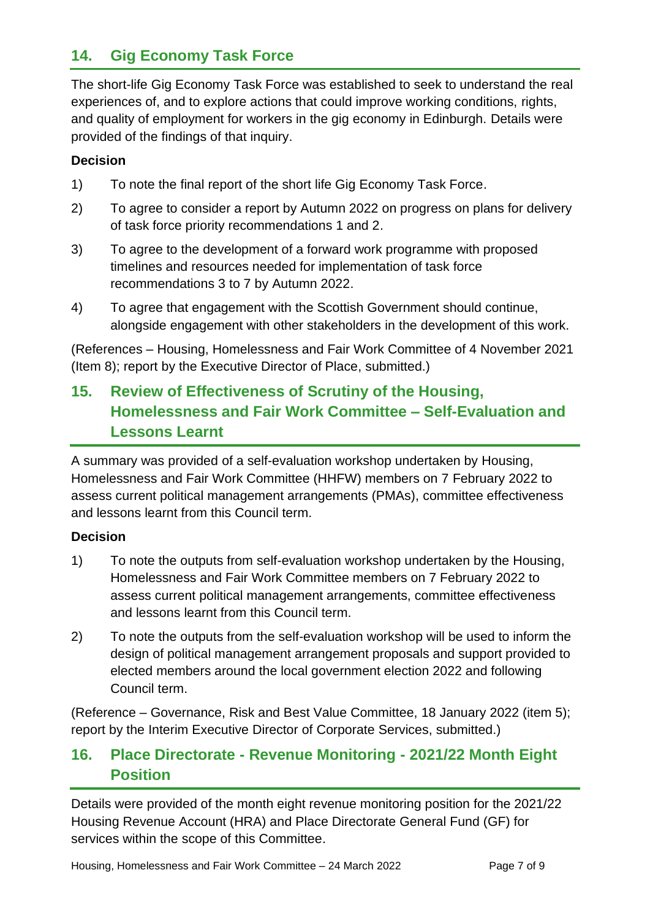## 14. Gig Economy Task Force

The short-life Gig Economy Task Force was established to seek to understand the real experiences of, and to explore actions that could improve working conditions, rights, and quality of employment for workers in the gig economy in Edinburgh. Details were provided of the findings of that inquiry.

**Decision**

1) To note the final report of the short life Gig Economy Task Force.

2) To agree to consider a report by Autumn 2022 on progress on plans for delivery of task force priority recommendations 1 and 2.

3) To agree to the development of a forward work programme with proposed timelines and resources needed for implementation of task force recommendations 3 to 7 by Autumn 2022.

4) To agree that engagement with the Scottish Government should continue, alongside engagement with other stakeholders in the development of this work.

(References – Housing, Homelessness and Fair Work Committee of 4 November 2021 (Item 8); report by the Executive Director of Place, submitted.)

## 15. Review of Effectiveness of Scrutiny of the Housing, Homelessness and Fair Work Committee – Self-Evaluation and Lessons Learnt

A summary was provided of a self-evaluation workshop undertaken by Housing, Homelessness and Fair Work Committee (HHFW) members on 7 February 2022 to assess current political management arrangements (PMAs), committee effectiveness and lessons learnt from this Council term.

**Decision**

1) To note the outputs from self-evaluation workshop undertaken by the Housing, Homelessness and Fair Work Committee members on 7 February 2022 to assess current political management arrangements, committee effectiveness and lessons learnt from this Council term.

2) To note the outputs from the self-evaluation workshop will be used to inform the design of political management arrangement proposals and support provided to elected members around the local government election 2022 and following Council term.

(Reference – Governance, Risk and Best Value Committee, 18 January 2022 (item 5); report by the Interim Executive Director of Corporate Services, submitted.)

## 16. Place Directorate - Revenue Monitoring - 2021/22 Month Eight Position

Details were provided of the month eight revenue monitoring position for the 2021/22 Housing Revenue Account (HRA) and Place Directorate General Fund (GF) for services within the scope of this Committee.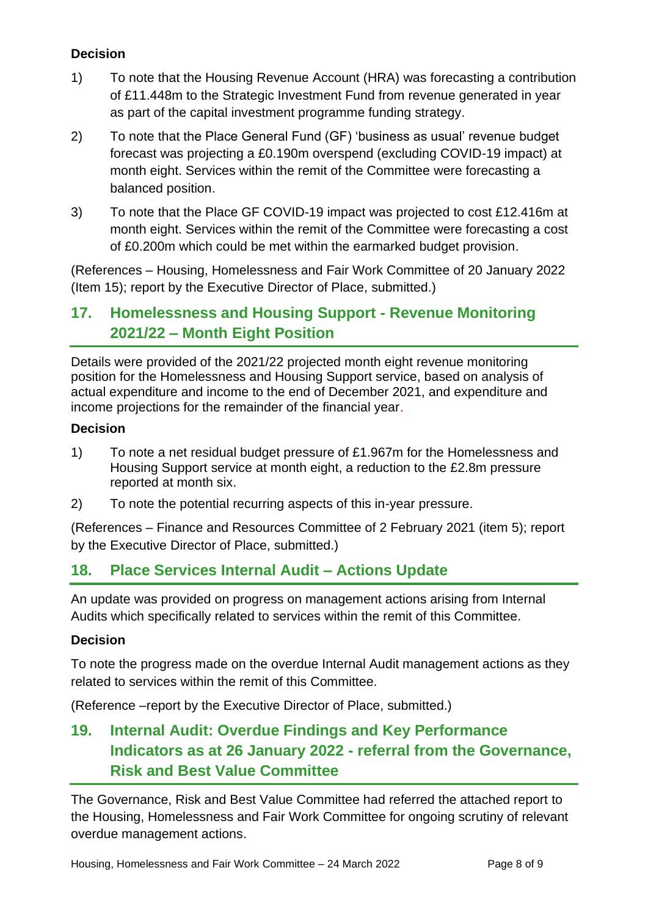**Decision**

1) To note that the Housing Revenue Account (HRA) was forecasting a contribution of £11.448m to the Strategic Investment Fund from revenue generated in year as part of the capital investment programme funding strategy.

2) To note that the Place General Fund (GF) 'business as usual' revenue budget forecast was projecting a £0.190m overspend (excluding COVID-19 impact) at month eight. Services within the remit of the Committee were forecasting a balanced position.

3) To note that the Place GF COVID-19 impact was projected to cost £12.416m at month eight. Services within the remit of the Committee were forecasting a cost of £0.200m which could be met within the earmarked budget provision.

(References – Housing, Homelessness and Fair Work Committee of 20 January 2022 (Item 15); report by the Executive Director of Place, submitted.)

## 17. Homelessness and Housing Support - Revenue Monitoring 2021/22 – Month Eight Position

Details were provided of the 2021/22 projected month eight revenue monitoring position for the Homelessness and Housing Support service, based on analysis of actual expenditure and income to the end of December 2021, and expenditure and income projections for the remainder of the financial year.

**Decision**

1) To note a net residual budget pressure of £1.967m for the Homelessness and Housing Support service at month eight, a reduction to the £2.8m pressure reported at month six.

2) To note the potential recurring aspects of this in-year pressure.

(References – Finance and Resources Committee of 2 February 2021 (item 5); report by the Executive Director of Place, submitted.)

## 18. Place Services Internal Audit – Actions Update

An update was provided on progress on management actions arising from Internal Audits which specifically related to services within the remit of this Committee.

**Decision**

To note the progress made on the overdue Internal Audit management actions as they related to services within the remit of this Committee.

(Reference –report by the Executive Director of Place, submitted.)

## 19. Internal Audit: Overdue Findings and Key Performance Indicators as at 26 January 2022 - referral from the Governance, Risk and Best Value Committee

The Governance, Risk and Best Value Committee had referred the attached report to the Housing, Homelessness and Fair Work Committee for ongoing scrutiny of relevant overdue management actions.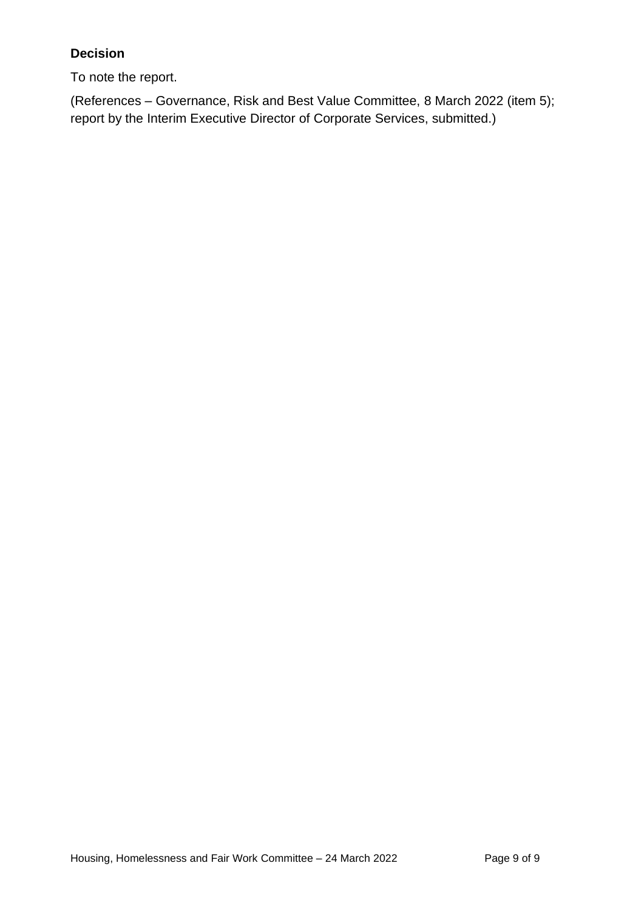**Decision**

To note the report.

(References – Governance, Risk and Best Value Committee, 8 March 2022 (item 5); report by the Interim Executive Director of Corporate Services, submitted.)